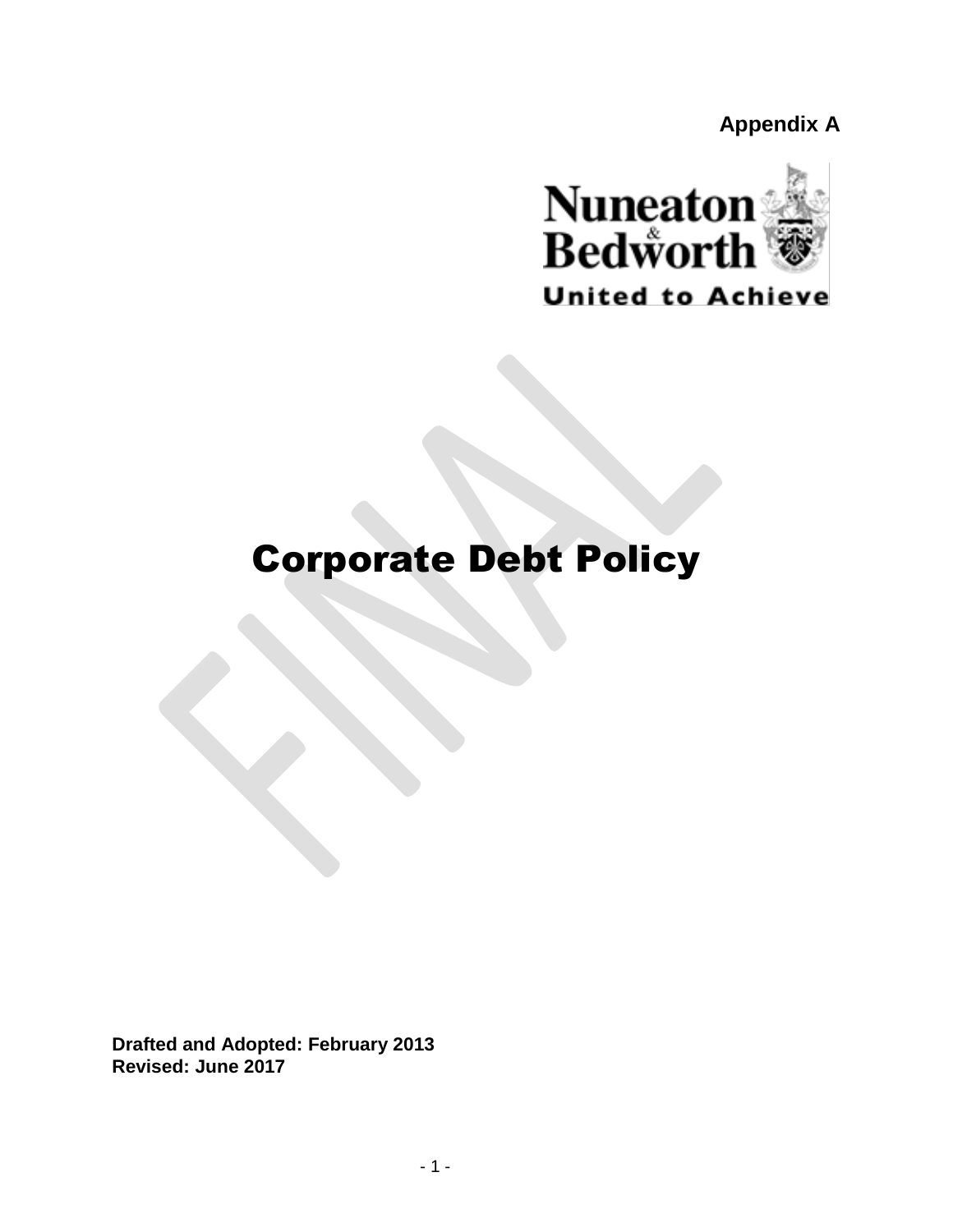**Appendix A**

Nuneaton & Bedworth

United to Achieve

# Corporate Debt Policy

**Drafted and Adopted: February 2013**
**Revised: June 2017**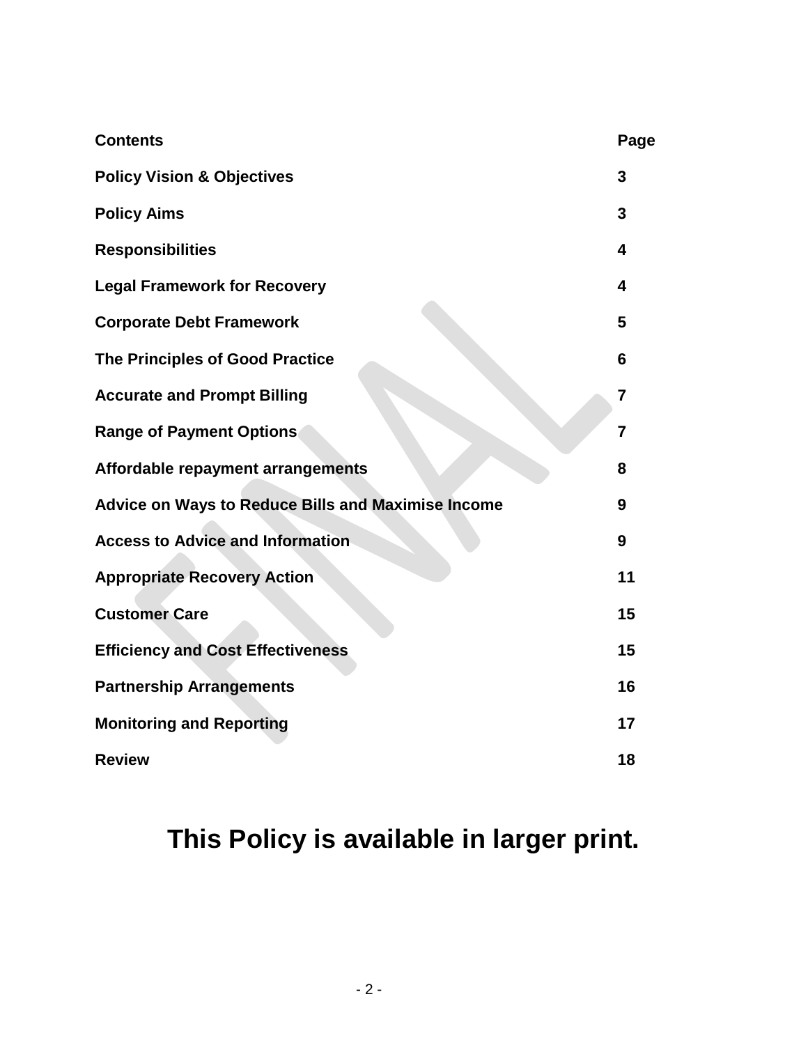| Contents | Page |
| --- | --- |
| **Policy Vision & Objectives** | **3** |
| **Policy Aims** | **3** |
| **Responsibilities** | **4** |
| **Legal Framework for Recovery** | **4** |
| **Corporate Debt Framework** | **5** |
| **The Principles of Good Practice** | **6** |
| **Accurate and Prompt Billing** | **7** |
| **Range of Payment Options** | **7** |
| **Affordable repayment arrangements** | **8** |
| **Advice on Ways to Reduce Bills and Maximise Income** | **9** |
| **Access to Advice and Information** | **9** |
| **Appropriate Recovery Action** | **11** |
| **Customer Care** | **15** |
| **Efficiency and Cost Effectiveness** | **15** |
| **Partnership Arrangements** | **16** |
| **Monitoring and Reporting** | **17** |
| **Review** | **18** |

## This Policy is available in larger print.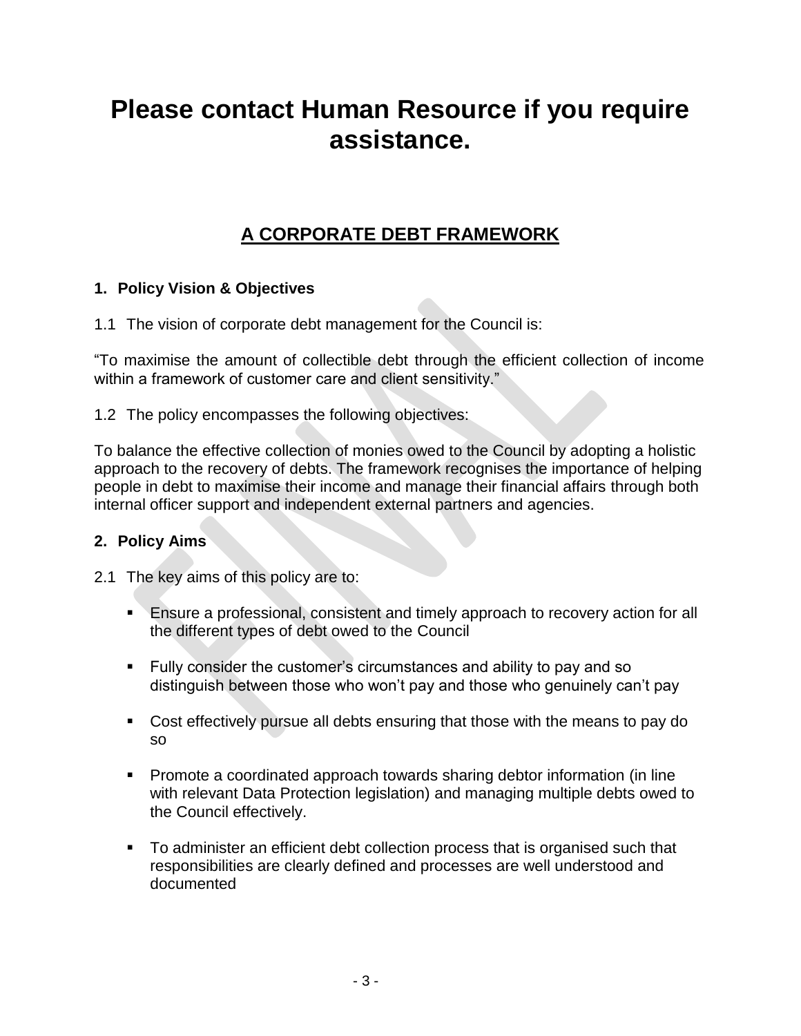# Please contact Human Resource if you require assistance.

## A CORPORATE DEBT FRAMEWORK

### 1. Policy Vision & Objectives

1.1 The vision of corporate debt management for the Council is:

“To maximise the amount of collectible debt through the efficient collection of income within a framework of customer care and client sensitivity.”

1.2 The policy encompasses the following objectives:

To balance the effective collection of monies owed to the Council by adopting a holistic approach to the recovery of debts. The framework recognises the importance of helping people in debt to maximise their income and manage their financial affairs through both internal officer support and independent external partners and agencies.

### 2. Policy Aims

2.1 The key aims of this policy are to:

- Ensure a professional, consistent and timely approach to recovery action for all the different types of debt owed to the Council
- Fully consider the customer’s circumstances and ability to pay and so distinguish between those who won’t pay and those who genuinely can’t pay
- Cost effectively pursue all debts ensuring that those with the means to pay do so
- Promote a coordinated approach towards sharing debtor information (in line with relevant Data Protection legislation) and managing multiple debts owed to the Council effectively.
- To administer an efficient debt collection process that is organised such that responsibilities are clearly defined and processes are well understood and documented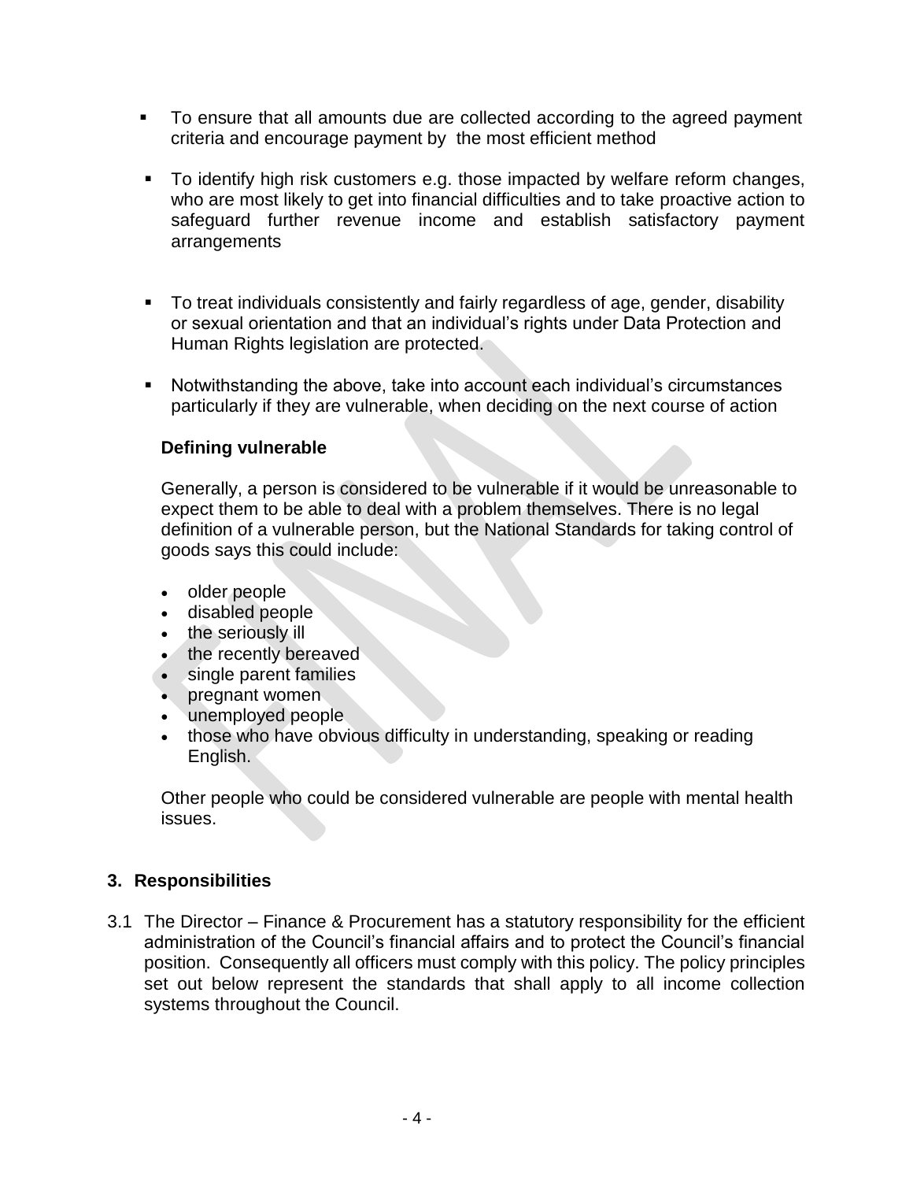- To ensure that all amounts due are collected according to the agreed payment criteria and encourage payment by the most efficient method
- To identify high risk customers e.g. those impacted by welfare reform changes, who are most likely to get into financial difficulties and to take proactive action to safeguard further revenue income and establish satisfactory payment arrangements
- To treat individuals consistently and fairly regardless of age, gender, disability or sexual orientation and that an individual's rights under Data Protection and Human Rights legislation are protected.
- Notwithstanding the above, take into account each individual's circumstances particularly if they are vulnerable, when deciding on the next course of action

**Defining vulnerable**

Generally, a person is considered to be vulnerable if it would be unreasonable to expect them to be able to deal with a problem themselves. There is no legal definition of a vulnerable person, but the National Standards for taking control of goods says this could include:

- older people
- disabled people
- the seriously ill
- the recently bereaved
- single parent families
- pregnant women
- unemployed people
- those who have obvious difficulty in understanding, speaking or reading English.

Other people who could be considered vulnerable are people with mental health issues.

## 3. Responsibilities

3.1 The Director – Finance & Procurement has a statutory responsibility for the efficient administration of the Council's financial affairs and to protect the Council's financial position. Consequently all officers must comply with this policy. The policy principles set out below represent the standards that shall apply to all income collection systems throughout the Council.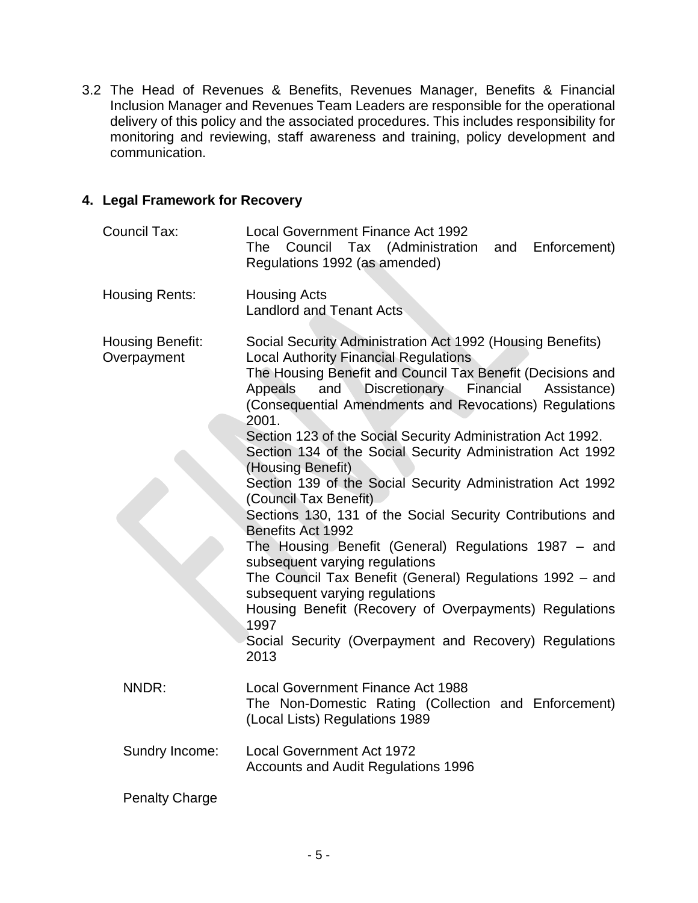3.2 The Head of Revenues & Benefits, Revenues Manager, Benefits & Financial Inclusion Manager and Revenues Team Leaders are responsible for the operational delivery of this policy and the associated procedures. This includes responsibility for monitoring and reviewing, staff awareness and training, policy development and communication.

## 4. Legal Framework for Recovery

| | |
|---|---|
| Council Tax: | Local Government Finance Act 1992<br>The Council Tax (Administration and Enforcement) Regulations 1992 (as amended) |
| Housing Rents: | Housing Acts<br>Landlord and Tenant Acts |
| Housing Benefit: Overpayment | Social Security Administration Act 1992 (Housing Benefits)<br>Local Authority Financial Regulations<br>The Housing Benefit and Council Tax Benefit (Decisions and Appeals and Discretionary Financial Assistance) (Consequential Amendments and Revocations) Regulations 2001.<br>Section 123 of the Social Security Administration Act 1992.<br>Section 134 of the Social Security Administration Act 1992 (Housing Benefit)<br>Section 139 of the Social Security Administration Act 1992 (Council Tax Benefit)<br>Sections 130, 131 of the Social Security Contributions and Benefits Act 1992<br>The Housing Benefit (General) Regulations 1987 – and subsequent varying regulations<br>The Council Tax Benefit (General) Regulations 1992 – and subsequent varying regulations<br>Housing Benefit (Recovery of Overpayments) Regulations 1997<br>Social Security (Overpayment and Recovery) Regulations 2013 |
| NNDR: | Local Government Finance Act 1988<br>The Non-Domestic Rating (Collection and Enforcement) (Local Lists) Regulations 1989 |
| Sundry Income: | Local Government Act 1972<br>Accounts and Audit Regulations 1996 |
| Penalty Charge | |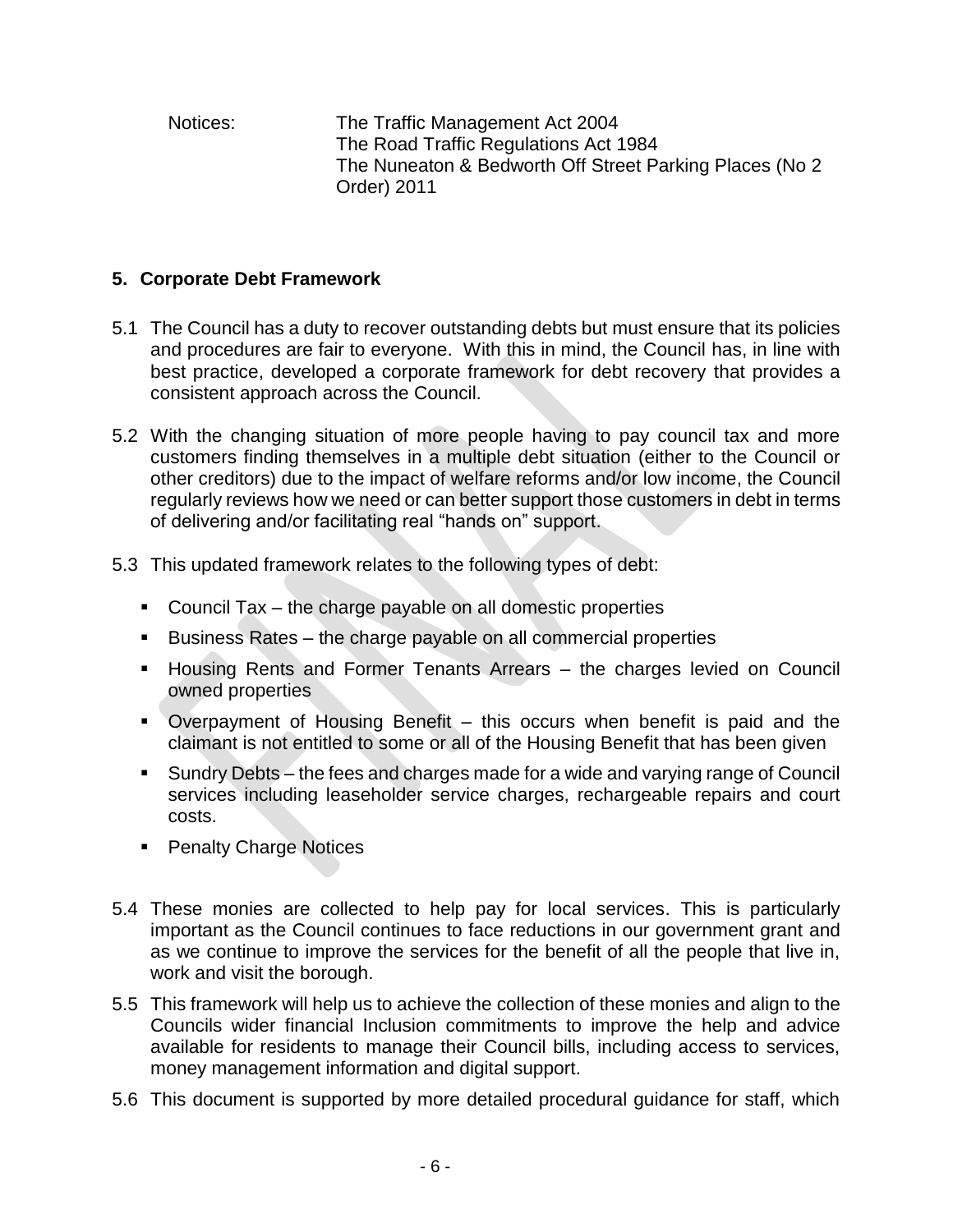Notices: The Traffic Management Act 2004
The Road Traffic Regulations Act 1984
The Nuneaton & Bedworth Off Street Parking Places (No 2 Order) 2011

## 5. Corporate Debt Framework

5.1 The Council has a duty to recover outstanding debts but must ensure that its policies and procedures are fair to everyone. With this in mind, the Council has, in line with best practice, developed a corporate framework for debt recovery that provides a consistent approach across the Council.

5.2 With the changing situation of more people having to pay council tax and more customers finding themselves in a multiple debt situation (either to the Council or other creditors) due to the impact of welfare reforms and/or low income, the Council regularly reviews how we need or can better support those customers in debt in terms of delivering and/or facilitating real "hands on" support.

5.3 This updated framework relates to the following types of debt:

- Council Tax – the charge payable on all domestic properties
- Business Rates – the charge payable on all commercial properties
- Housing Rents and Former Tenants Arrears – the charges levied on Council owned properties
- Overpayment of Housing Benefit – this occurs when benefit is paid and the claimant is not entitled to some or all of the Housing Benefit that has been given
- Sundry Debts – the fees and charges made for a wide and varying range of Council services including leaseholder service charges, rechargeable repairs and court costs.
- Penalty Charge Notices

5.4 These monies are collected to help pay for local services. This is particularly important as the Council continues to face reductions in our government grant and as we continue to improve the services for the benefit of all the people that live in, work and visit the borough.

5.5 This framework will help us to achieve the collection of these monies and align to the Councils wider financial Inclusion commitments to improve the help and advice available for residents to manage their Council bills, including access to services, money management information and digital support.

5.6 This document is supported by more detailed procedural guidance for staff, which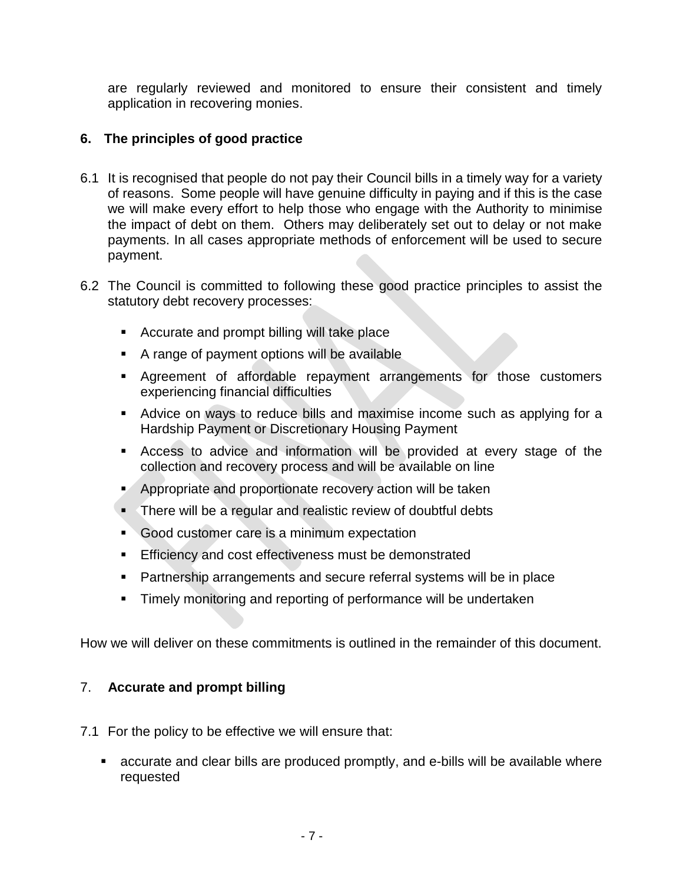are regularly reviewed and monitored to ensure their consistent and timely application in recovering monies.

## 6. The principles of good practice

6.1 It is recognised that people do not pay their Council bills in a timely way for a variety of reasons. Some people will have genuine difficulty in paying and if this is the case we will make every effort to help those who engage with the Authority to minimise the impact of debt on them. Others may deliberately set out to delay or not make payments. In all cases appropriate methods of enforcement will be used to secure payment.

6.2 The Council is committed to following these good practice principles to assist the statutory debt recovery processes:

- Accurate and prompt billing will take place
- A range of payment options will be available
- Agreement of affordable repayment arrangements for those customers experiencing financial difficulties
- Advice on ways to reduce bills and maximise income such as applying for a Hardship Payment or Discretionary Housing Payment
- Access to advice and information will be provided at every stage of the collection and recovery process and will be available on line
- Appropriate and proportionate recovery action will be taken
- There will be a regular and realistic review of doubtful debts
- Good customer care is a minimum expectation
- Efficiency and cost effectiveness must be demonstrated
- Partnership arrangements and secure referral systems will be in place
- Timely monitoring and reporting of performance will be undertaken

How we will deliver on these commitments is outlined in the remainder of this document.

## 7. Accurate and prompt billing

7.1 For the policy to be effective we will ensure that:

- accurate and clear bills are produced promptly, and e-bills will be available where requested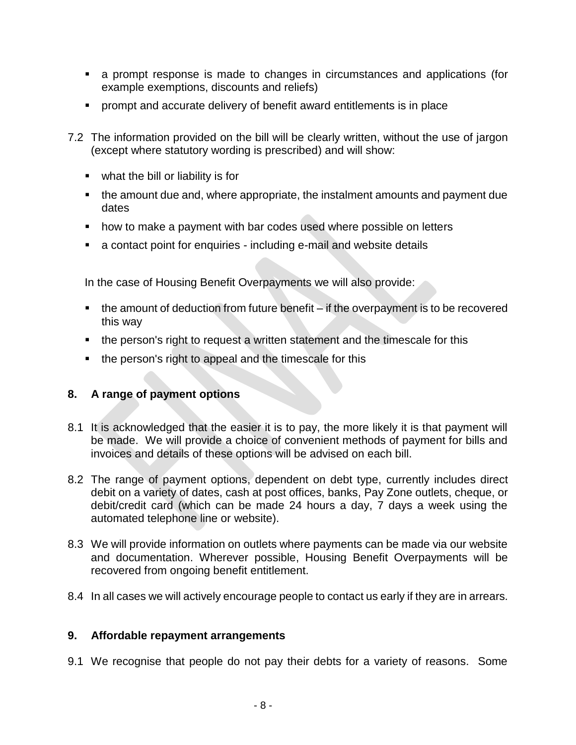- a prompt response is made to changes in circumstances and applications (for example exemptions, discounts and reliefs)
- prompt and accurate delivery of benefit award entitlements is in place

7.2 The information provided on the bill will be clearly written, without the use of jargon (except where statutory wording is prescribed) and will show:

- what the bill or liability is for
- the amount due and, where appropriate, the instalment amounts and payment due dates
- how to make a payment with bar codes used where possible on letters
- a contact point for enquiries - including e-mail and website details

In the case of Housing Benefit Overpayments we will also provide:

- the amount of deduction from future benefit – if the overpayment is to be recovered this way
- the person's right to request a written statement and the timescale for this
- the person's right to appeal and the timescale for this

## 8. A range of payment options

8.1 It is acknowledged that the easier it is to pay, the more likely it is that payment will be made. We will provide a choice of convenient methods of payment for bills and invoices and details of these options will be advised on each bill.

8.2 The range of payment options, dependent on debt type, currently includes direct debit on a variety of dates, cash at post offices, banks, Pay Zone outlets, cheque, or debit/credit card (which can be made 24 hours a day, 7 days a week using the automated telephone line or website).

8.3 We will provide information on outlets where payments can be made via our website and documentation. Wherever possible, Housing Benefit Overpayments will be recovered from ongoing benefit entitlement.

8.4 In all cases we will actively encourage people to contact us early if they are in arrears.

## 9. Affordable repayment arrangements

9.1 We recognise that people do not pay their debts for a variety of reasons. Some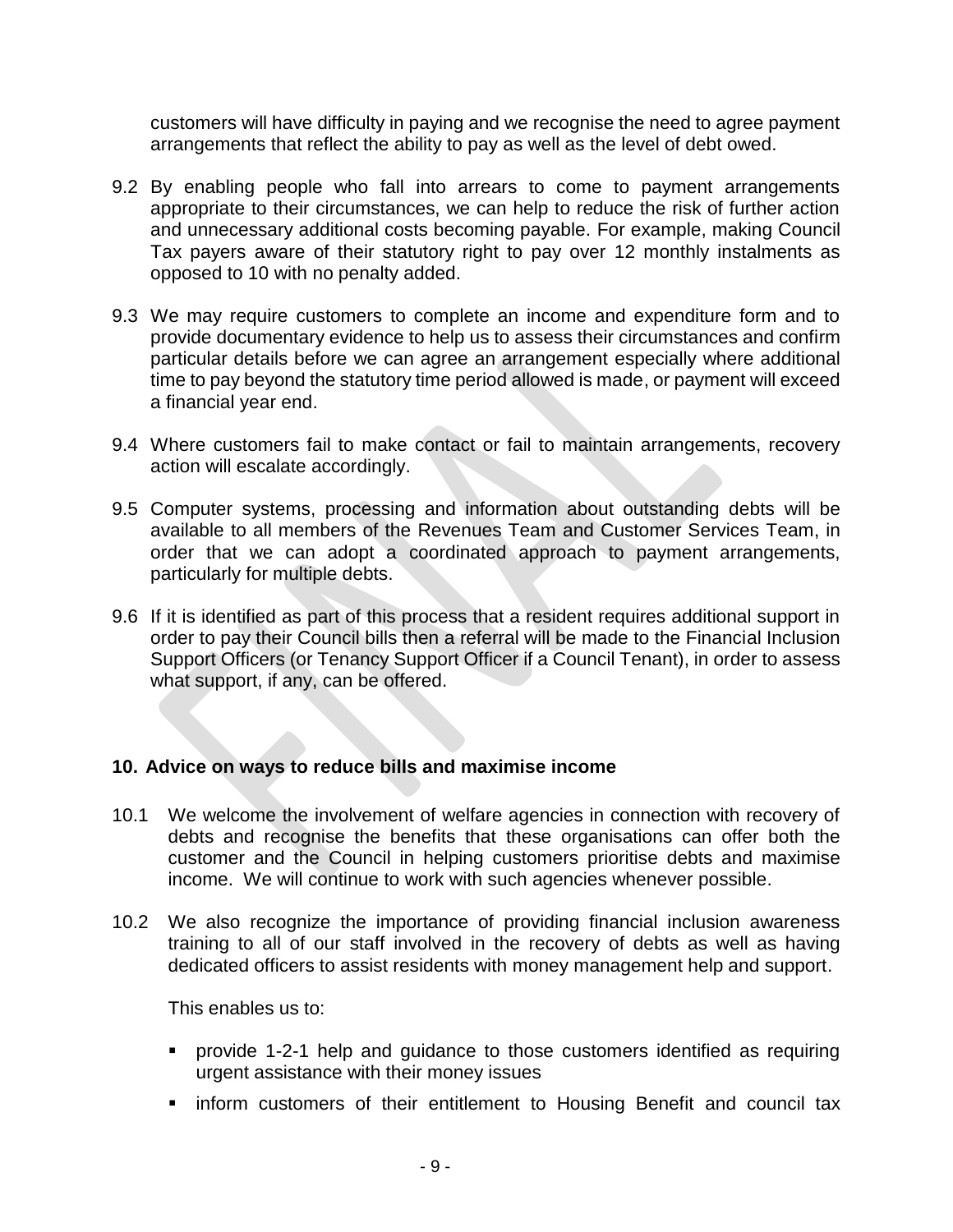customers will have difficulty in paying and we recognise the need to agree payment arrangements that reflect the ability to pay as well as the level of debt owed.

9.2 By enabling people who fall into arrears to come to payment arrangements appropriate to their circumstances, we can help to reduce the risk of further action and unnecessary additional costs becoming payable. For example, making Council Tax payers aware of their statutory right to pay over 12 monthly instalments as opposed to 10 with no penalty added.

9.3 We may require customers to complete an income and expenditure form and to provide documentary evidence to help us to assess their circumstances and confirm particular details before we can agree an arrangement especially where additional time to pay beyond the statutory time period allowed is made, or payment will exceed a financial year end.

9.4 Where customers fail to make contact or fail to maintain arrangements, recovery action will escalate accordingly.

9.5 Computer systems, processing and information about outstanding debts will be available to all members of the Revenues Team and Customer Services Team, in order that we can adopt a coordinated approach to payment arrangements, particularly for multiple debts.

9.6 If it is identified as part of this process that a resident requires additional support in order to pay their Council bills then a referral will be made to the Financial Inclusion Support Officers (or Tenancy Support Officer if a Council Tenant), in order to assess what support, if any, can be offered.

## 10. Advice on ways to reduce bills and maximise income

10.1 We welcome the involvement of welfare agencies in connection with recovery of debts and recognise the benefits that these organisations can offer both the customer and the Council in helping customers prioritise debts and maximise income. We will continue to work with such agencies whenever possible.

10.2 We also recognize the importance of providing financial inclusion awareness training to all of our staff involved in the recovery of debts as well as having dedicated officers to assist residents with money management help and support.

This enables us to:

- provide 1-2-1 help and guidance to those customers identified as requiring urgent assistance with their money issues
- inform customers of their entitlement to Housing Benefit and council tax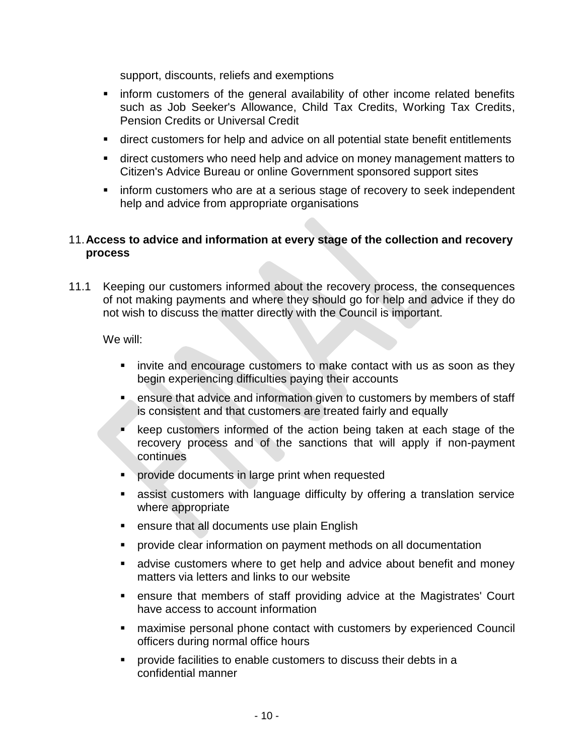support, discounts, reliefs and exemptions

- inform customers of the general availability of other income related benefits such as Job Seeker's Allowance, Child Tax Credits, Working Tax Credits, Pension Credits or Universal Credit
- direct customers for help and advice on all potential state benefit entitlements
- direct customers who need help and advice on money management matters to Citizen's Advice Bureau or online Government sponsored support sites
- inform customers who are at a serious stage of recovery to seek independent help and advice from appropriate organisations

## 11. Access to advice and information at every stage of the collection and recovery process

11.1 Keeping our customers informed about the recovery process, the consequences of not making payments and where they should go for help and advice if they do not wish to discuss the matter directly with the Council is important.

We will:

- invite and encourage customers to make contact with us as soon as they begin experiencing difficulties paying their accounts
- ensure that advice and information given to customers by members of staff is consistent and that customers are treated fairly and equally
- keep customers informed of the action being taken at each stage of the recovery process and of the sanctions that will apply if non-payment continues
- provide documents in large print when requested
- assist customers with language difficulty by offering a translation service where appropriate
- ensure that all documents use plain English
- provide clear information on payment methods on all documentation
- advise customers where to get help and advice about benefit and money matters via letters and links to our website
- ensure that members of staff providing advice at the Magistrates' Court have access to account information
- maximise personal phone contact with customers by experienced Council officers during normal office hours
- provide facilities to enable customers to discuss their debts in a confidential manner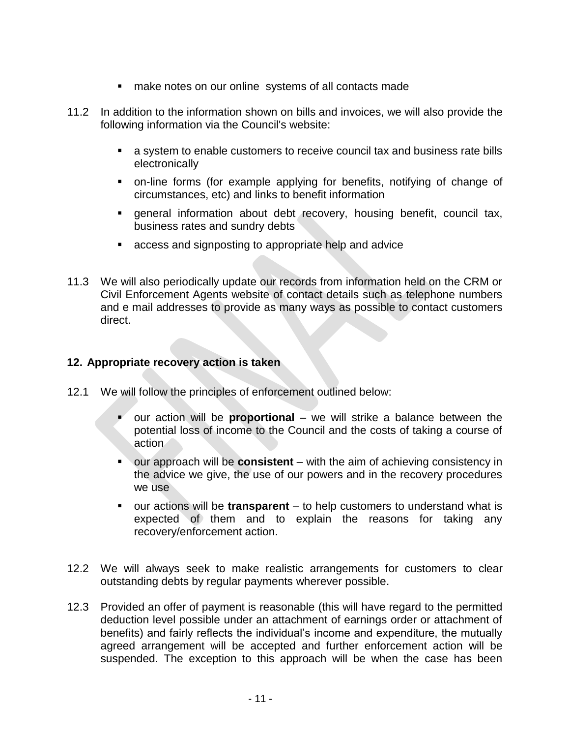- make notes on our online systems of all contacts made

11.2 In addition to the information shown on bills and invoices, we will also provide the following information via the Council's website:

- a system to enable customers to receive council tax and business rate bills electronically
- on-line forms (for example applying for benefits, notifying of change of circumstances, etc) and links to benefit information
- general information about debt recovery, housing benefit, council tax, business rates and sundry debts
- access and signposting to appropriate help and advice

11.3 We will also periodically update our records from information held on the CRM or Civil Enforcement Agents website of contact details such as telephone numbers and e mail addresses to provide as many ways as possible to contact customers direct.

## 12. Appropriate recovery action is taken

12.1 We will follow the principles of enforcement outlined below:

- our action will be **proportional** – we will strike a balance between the potential loss of income to the Council and the costs of taking a course of action
- our approach will be **consistent** – with the aim of achieving consistency in the advice we give, the use of our powers and in the recovery procedures we use
- our actions will be **transparent** – to help customers to understand what is expected of them and to explain the reasons for taking any recovery/enforcement action.

12.2 We will always seek to make realistic arrangements for customers to clear outstanding debts by regular payments wherever possible.

12.3 Provided an offer of payment is reasonable (this will have regard to the permitted deduction level possible under an attachment of earnings order or attachment of benefits) and fairly reflects the individual's income and expenditure, the mutually agreed arrangement will be accepted and further enforcement action will be suspended. The exception to this approach will be when the case has been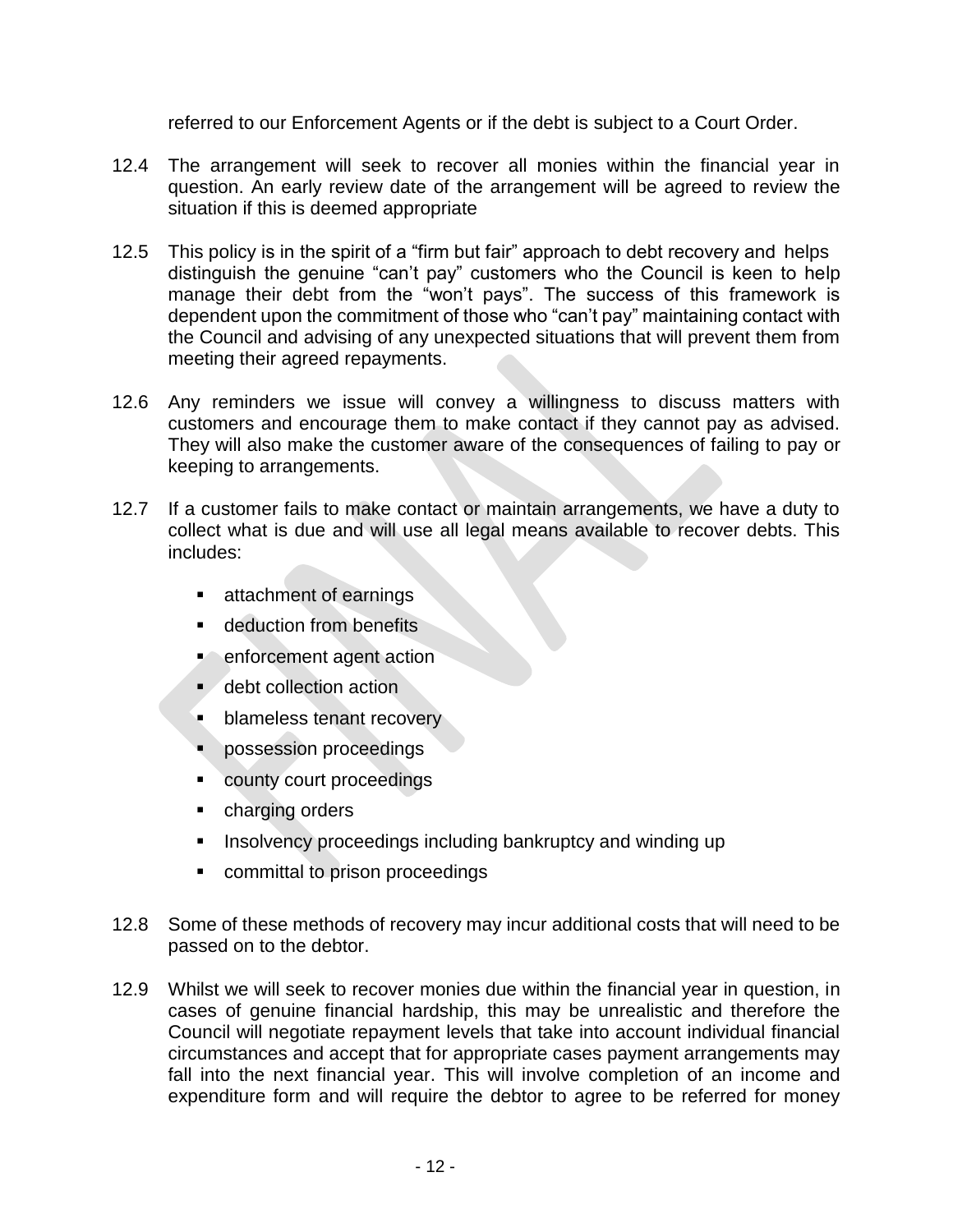referred to our Enforcement Agents or if the debt is subject to a Court Order.

12.4 The arrangement will seek to recover all monies within the financial year in question. An early review date of the arrangement will be agreed to review the situation if this is deemed appropriate

12.5 This policy is in the spirit of a "firm but fair" approach to debt recovery and helps distinguish the genuine "can't pay" customers who the Council is keen to help manage their debt from the "won't pays". The success of this framework is dependent upon the commitment of those who "can't pay" maintaining contact with the Council and advising of any unexpected situations that will prevent them from meeting their agreed repayments.

12.6 Any reminders we issue will convey a willingness to discuss matters with customers and encourage them to make contact if they cannot pay as advised. They will also make the customer aware of the consequences of failing to pay or keeping to arrangements.

12.7 If a customer fails to make contact or maintain arrangements, we have a duty to collect what is due and will use all legal means available to recover debts. This includes:

- attachment of earnings
- deduction from benefits
- enforcement agent action
- debt collection action
- blameless tenant recovery
- possession proceedings
- county court proceedings
- charging orders
- Insolvency proceedings including bankruptcy and winding up
- committal to prison proceedings

12.8 Some of these methods of recovery may incur additional costs that will need to be passed on to the debtor.

12.9 Whilst we will seek to recover monies due within the financial year in question, in cases of genuine financial hardship, this may be unrealistic and therefore the Council will negotiate repayment levels that take into account individual financial circumstances and accept that for appropriate cases payment arrangements may fall into the next financial year. This will involve completion of an income and expenditure form and will require the debtor to agree to be referred for money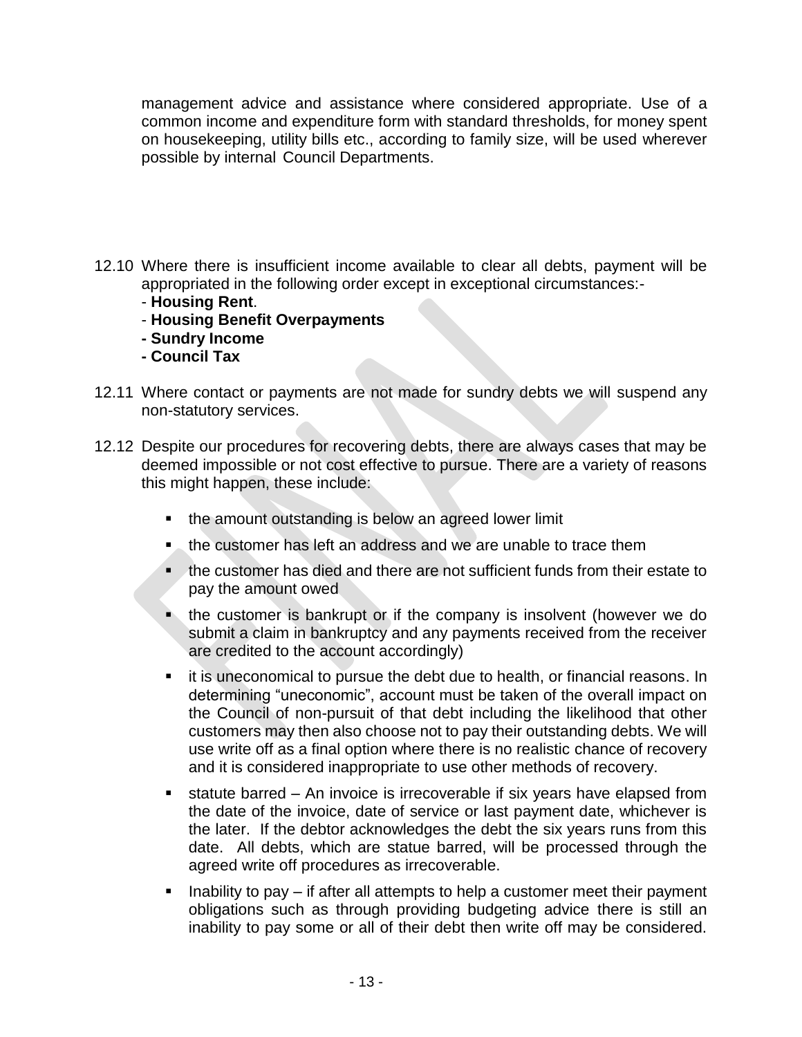management advice and assistance where considered appropriate. Use of a common income and expenditure form with standard thresholds, for money spent on housekeeping, utility bills etc., according to family size, will be used wherever possible by internal Council Departments.

12.10 Where there is insufficient income available to clear all debts, payment will be appropriated in the following order except in exceptional circumstances:-
- **Housing Rent**.
- **Housing Benefit Overpayments**
- **Sundry Income**
- **Council Tax**

12.11 Where contact or payments are not made for sundry debts we will suspend any non-statutory services.

12.12 Despite our procedures for recovering debts, there are always cases that may be deemed impossible or not cost effective to pursue. There are a variety of reasons this might happen, these include:

- the amount outstanding is below an agreed lower limit
- the customer has left an address and we are unable to trace them
- the customer has died and there are not sufficient funds from their estate to pay the amount owed
- the customer is bankrupt or if the company is insolvent (however we do submit a claim in bankruptcy and any payments received from the receiver are credited to the account accordingly)
- it is uneconomical to pursue the debt due to health, or financial reasons. In determining "uneconomic", account must be taken of the overall impact on the Council of non-pursuit of that debt including the likelihood that other customers may then also choose not to pay their outstanding debts. We will use write off as a final option where there is no realistic chance of recovery and it is considered inappropriate to use other methods of recovery.
- statute barred – An invoice is irrecoverable if six years have elapsed from the date of the invoice, date of service or last payment date, whichever is the later. If the debtor acknowledges the debt the six years runs from this date. All debts, which are statue barred, will be processed through the agreed write off procedures as irrecoverable.
- Inability to pay – if after all attempts to help a customer meet their payment obligations such as through providing budgeting advice there is still an inability to pay some or all of their debt then write off may be considered.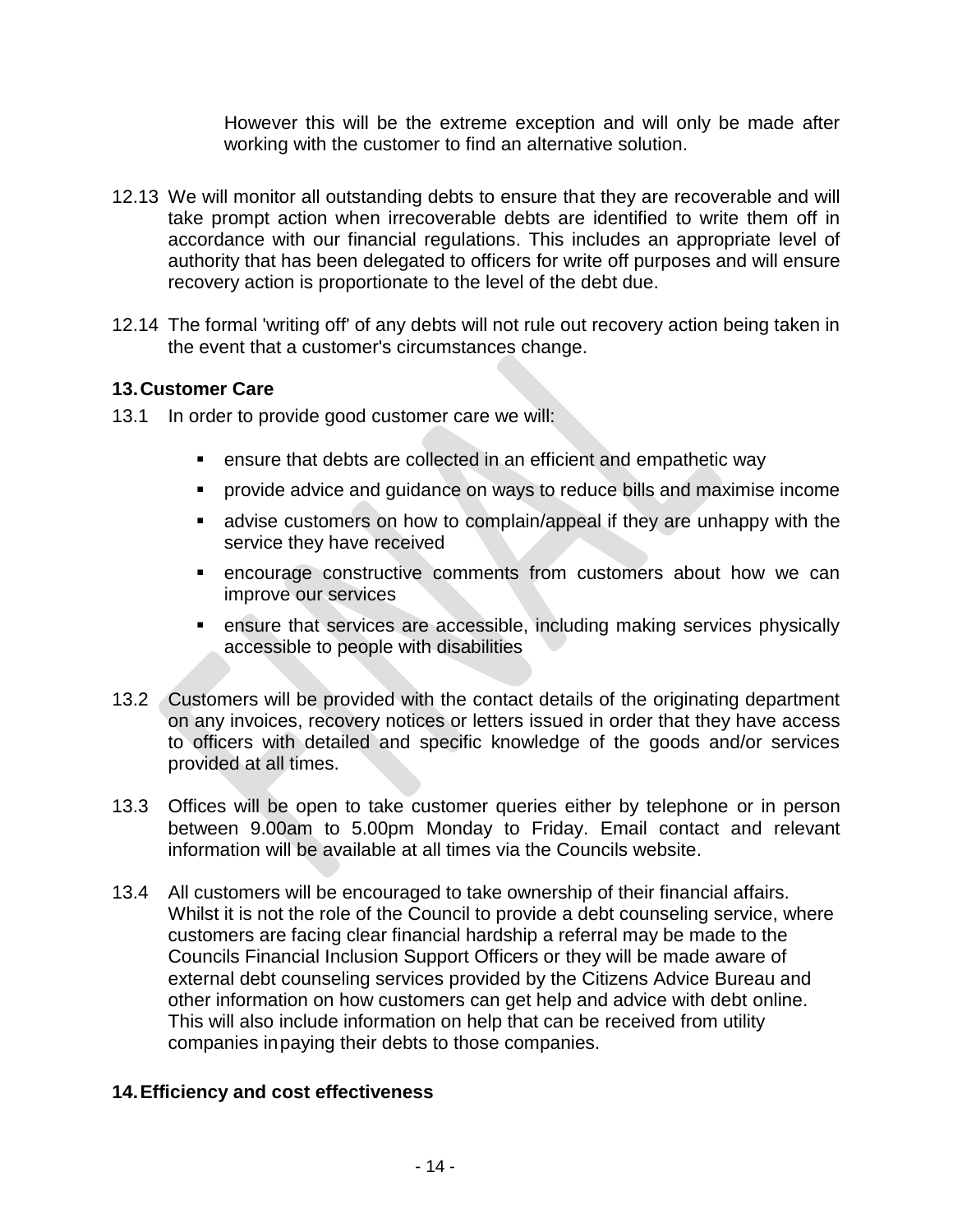However this will be the extreme exception and will only be made after working with the customer to find an alternative solution.

12.13 We will monitor all outstanding debts to ensure that they are recoverable and will take prompt action when irrecoverable debts are identified to write them off in accordance with our financial regulations. This includes an appropriate level of authority that has been delegated to officers for write off purposes and will ensure recovery action is proportionate to the level of the debt due.

12.14 The formal 'writing off' of any debts will not rule out recovery action being taken in the event that a customer's circumstances change.

## 13. Customer Care

13.1 In order to provide good customer care we will:

- ensure that debts are collected in an efficient and empathetic way
- provide advice and guidance on ways to reduce bills and maximise income
- advise customers on how to complain/appeal if they are unhappy with the service they have received
- encourage constructive comments from customers about how we can improve our services
- ensure that services are accessible, including making services physically accessible to people with disabilities

13.2 Customers will be provided with the contact details of the originating department on any invoices, recovery notices or letters issued in order that they have access to officers with detailed and specific knowledge of the goods and/or services provided at all times.

13.3 Offices will be open to take customer queries either by telephone or in person between 9.00am to 5.00pm Monday to Friday. Email contact and relevant information will be available at all times via the Councils website.

13.4 All customers will be encouraged to take ownership of their financial affairs. Whilst it is not the role of the Council to provide a debt counseling service, where customers are facing clear financial hardship a referral may be made to the Councils Financial Inclusion Support Officers or they will be made aware of external debt counseling services provided by the Citizens Advice Bureau and other information on how customers can get help and advice with debt online. This will also include information on help that can be received from utility companies inpaying their debts to those companies.

## 14. Efficiency and cost effectiveness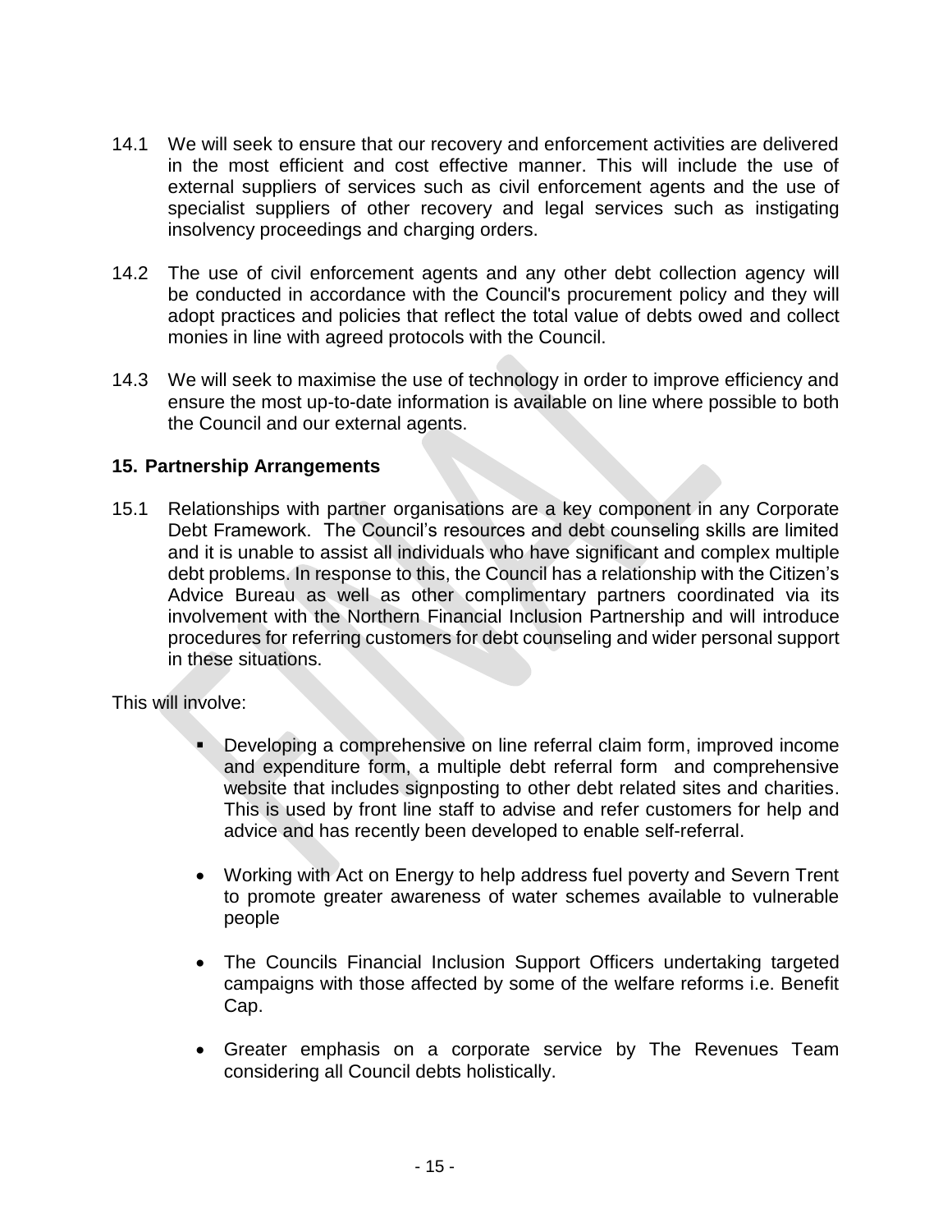14.1 We will seek to ensure that our recovery and enforcement activities are delivered in the most efficient and cost effective manner. This will include the use of external suppliers of services such as civil enforcement agents and the use of specialist suppliers of other recovery and legal services such as instigating insolvency proceedings and charging orders.

14.2 The use of civil enforcement agents and any other debt collection agency will be conducted in accordance with the Council's procurement policy and they will adopt practices and policies that reflect the total value of debts owed and collect monies in line with agreed protocols with the Council.

14.3 We will seek to maximise the use of technology in order to improve efficiency and ensure the most up-to-date information is available on line where possible to both the Council and our external agents.

## 15. Partnership Arrangements

15.1 Relationships with partner organisations are a key component in any Corporate Debt Framework. The Council's resources and debt counseling skills are limited and it is unable to assist all individuals who have significant and complex multiple debt problems. In response to this, the Council has a relationship with the Citizen's Advice Bureau as well as other complimentary partners coordinated via its involvement with the Northern Financial Inclusion Partnership and will introduce procedures for referring customers for debt counseling and wider personal support in these situations.

This will involve:

- Developing a comprehensive on line referral claim form, improved income and expenditure form, a multiple debt referral form and comprehensive website that includes signposting to other debt related sites and charities. This is used by front line staff to advise and refer customers for help and advice and has recently been developed to enable self-referral.

- Working with Act on Energy to help address fuel poverty and Severn Trent to promote greater awareness of water schemes available to vulnerable people

- The Councils Financial Inclusion Support Officers undertaking targeted campaigns with those affected by some of the welfare reforms i.e. Benefit Cap.

- Greater emphasis on a corporate service by The Revenues Team considering all Council debts holistically.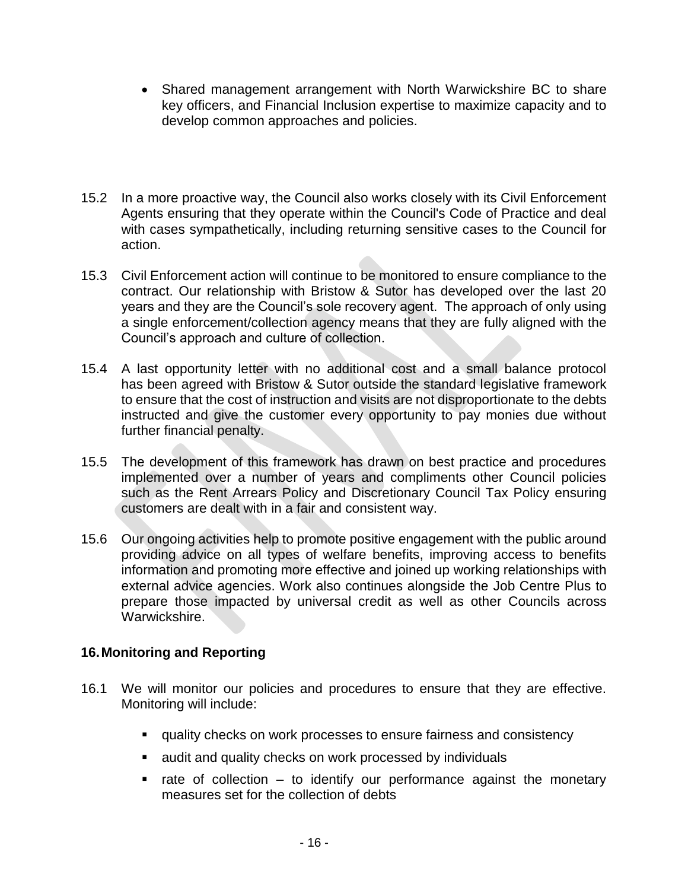- Shared management arrangement with North Warwickshire BC to share key officers, and Financial Inclusion expertise to maximize capacity and to develop common approaches and policies.

15.2 In a more proactive way, the Council also works closely with its Civil Enforcement Agents ensuring that they operate within the Council's Code of Practice and deal with cases sympathetically, including returning sensitive cases to the Council for action.

15.3 Civil Enforcement action will continue to be monitored to ensure compliance to the contract. Our relationship with Bristow & Sutor has developed over the last 20 years and they are the Council's sole recovery agent. The approach of only using a single enforcement/collection agency means that they are fully aligned with the Council's approach and culture of collection.

15.4 A last opportunity letter with no additional cost and a small balance protocol has been agreed with Bristow & Sutor outside the standard legislative framework to ensure that the cost of instruction and visits are not disproportionate to the debts instructed and give the customer every opportunity to pay monies due without further financial penalty.

15.5 The development of this framework has drawn on best practice and procedures implemented over a number of years and compliments other Council policies such as the Rent Arrears Policy and Discretionary Council Tax Policy ensuring customers are dealt with in a fair and consistent way.

15.6 Our ongoing activities help to promote positive engagement with the public around providing advice on all types of welfare benefits, improving access to benefits information and promoting more effective and joined up working relationships with external advice agencies. Work also continues alongside the Job Centre Plus to prepare those impacted by universal credit as well as other Councils across Warwickshire.

## 16. Monitoring and Reporting

16.1 We will monitor our policies and procedures to ensure that they are effective. Monitoring will include:

- quality checks on work processes to ensure fairness and consistency
- audit and quality checks on work processed by individuals
- rate of collection – to identify our performance against the monetary measures set for the collection of debts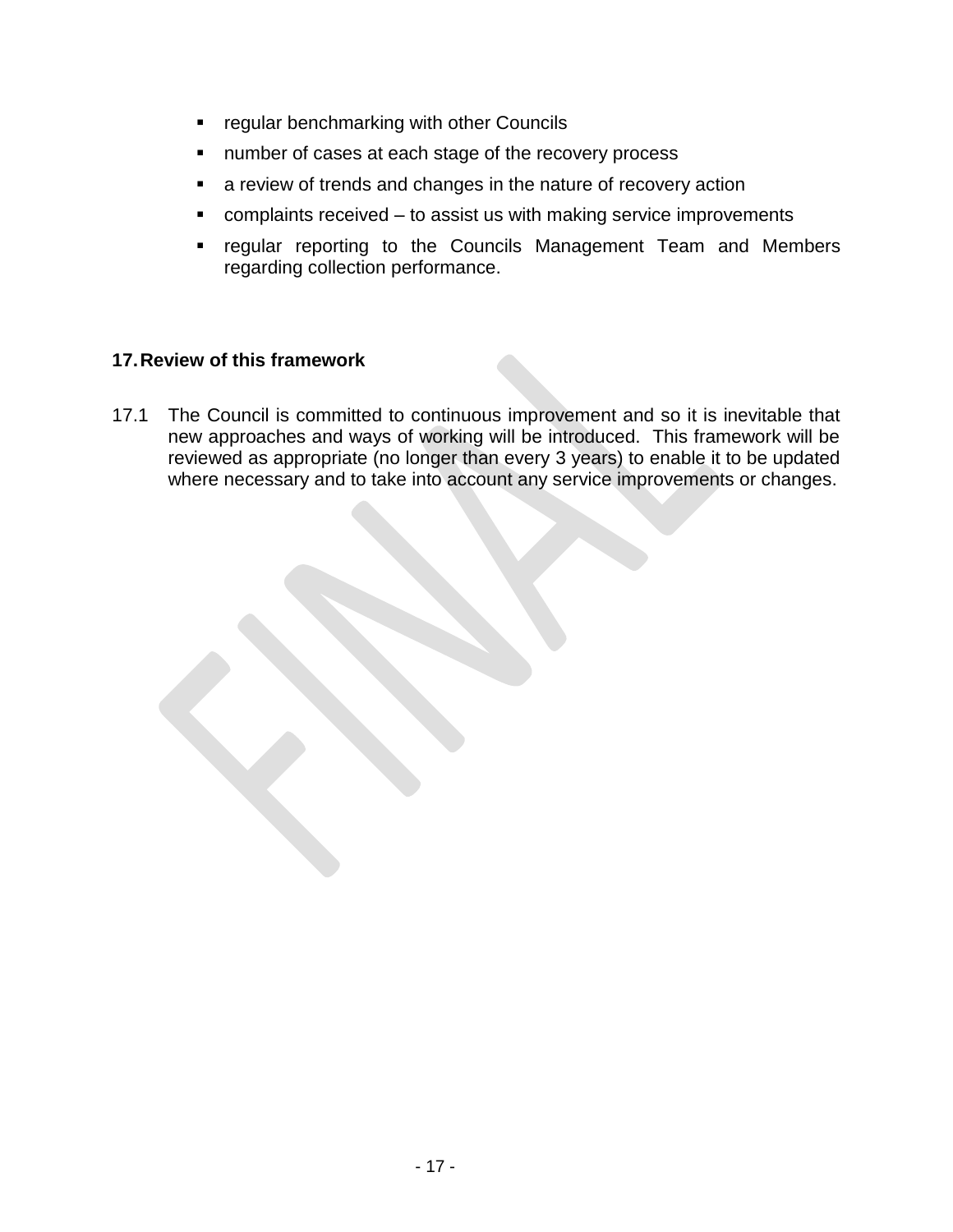- regular benchmarking with other Councils
- number of cases at each stage of the recovery process
- a review of trends and changes in the nature of recovery action
- complaints received – to assist us with making service improvements
- regular reporting to the Councils Management Team and Members regarding collection performance.

## 17. Review of this framework

17.1 The Council is committed to continuous improvement and so it is inevitable that new approaches and ways of working will be introduced. This framework will be reviewed as appropriate (no longer than every 3 years) to enable it to be updated where necessary and to take into account any service improvements or changes.